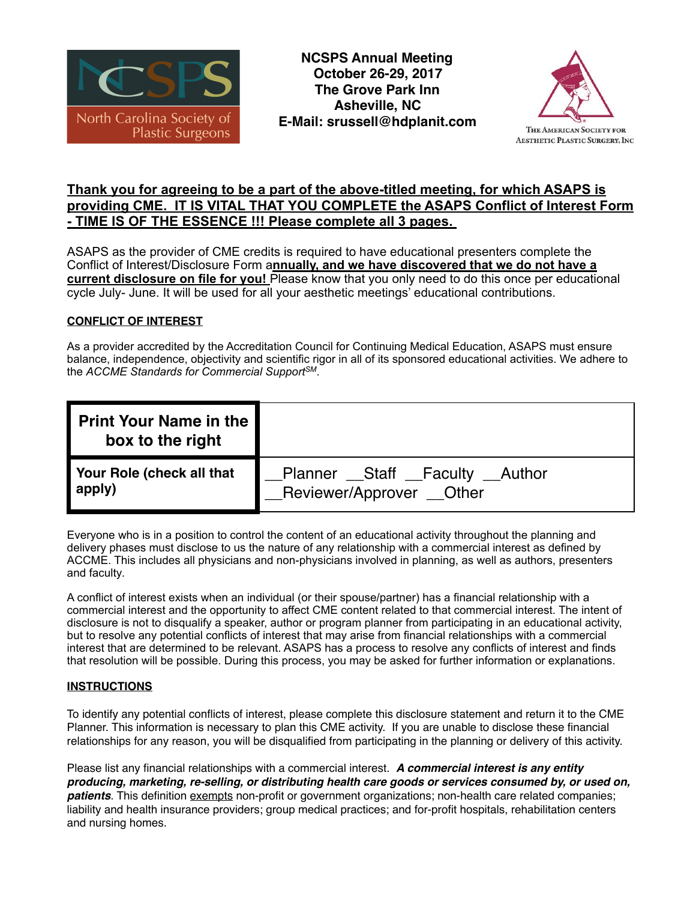**NCSPS Annual Meeting**
**October 26-29, 2017**
**The Grove Park Inn**
**Asheville, NC**
**E-Mail: srussell@hdplanit.com**

**Thank you for agreeing to be a part of the above-titled meeting, for which ASAPS is providing CME. IT IS VITAL THAT YOU COMPLETE the ASAPS Conflict of Interest Form - TIME IS OF THE ESSENCE !!! Please complete all 3 pages.**

ASAPS as the provider of CME credits is required to have educational presenters complete the Conflict of Interest/Disclosure Form a**nnually, and we have discovered that we do not have a current disclosure on file for you!** Please know that you only need to do this once per educational cycle July- June. It will be used for all your aesthetic meetings' educational contributions.

## CONFLICT OF INTEREST

As a provider accredited by the Accreditation Council for Continuing Medical Education, ASAPS must ensure balance, independence, objectivity and scientific rigor in all of its sponsored educational activities. We adhere to the *ACCME Standards for Commercial Support*SM.

| **Print Your Name in the box to the right** | |
|---|---|
| **Your Role (check all that apply)** | __Planner __Staff __Faculty __Author __Reviewer/Approver __Other |

Everyone who is in a position to control the content of an educational activity throughout the planning and delivery phases must disclose to us the nature of any relationship with a commercial interest as defined by ACCME. This includes all physicians and non-physicians involved in planning, as well as authors, presenters and faculty.

A conflict of interest exists when an individual (or their spouse/partner) has a financial relationship with a commercial interest and the opportunity to affect CME content related to that commercial interest. The intent of disclosure is not to disqualify a speaker, author or program planner from participating in an educational activity, but to resolve any potential conflicts of interest that may arise from financial relationships with a commercial interest that are determined to be relevant. ASAPS has a process to resolve any conflicts of interest and finds that resolution will be possible. During this process, you may be asked for further information or explanations.

## INSTRUCTIONS

To identify any potential conflicts of interest, please complete this disclosure statement and return it to the CME Planner. This information is necessary to plan this CME activity. If you are unable to disclose these financial relationships for any reason, you will be disqualified from participating in the planning or delivery of this activity.

Please list any financial relationships with a commercial interest. ***A commercial interest is any entity producing, marketing, re-selling, or distributing health care goods or services consumed by, or used on, patients***. This definition exempts non-profit or government organizations; non-health care related companies; liability and health insurance providers; group medical practices; and for-profit hospitals, rehabilitation centers and nursing homes.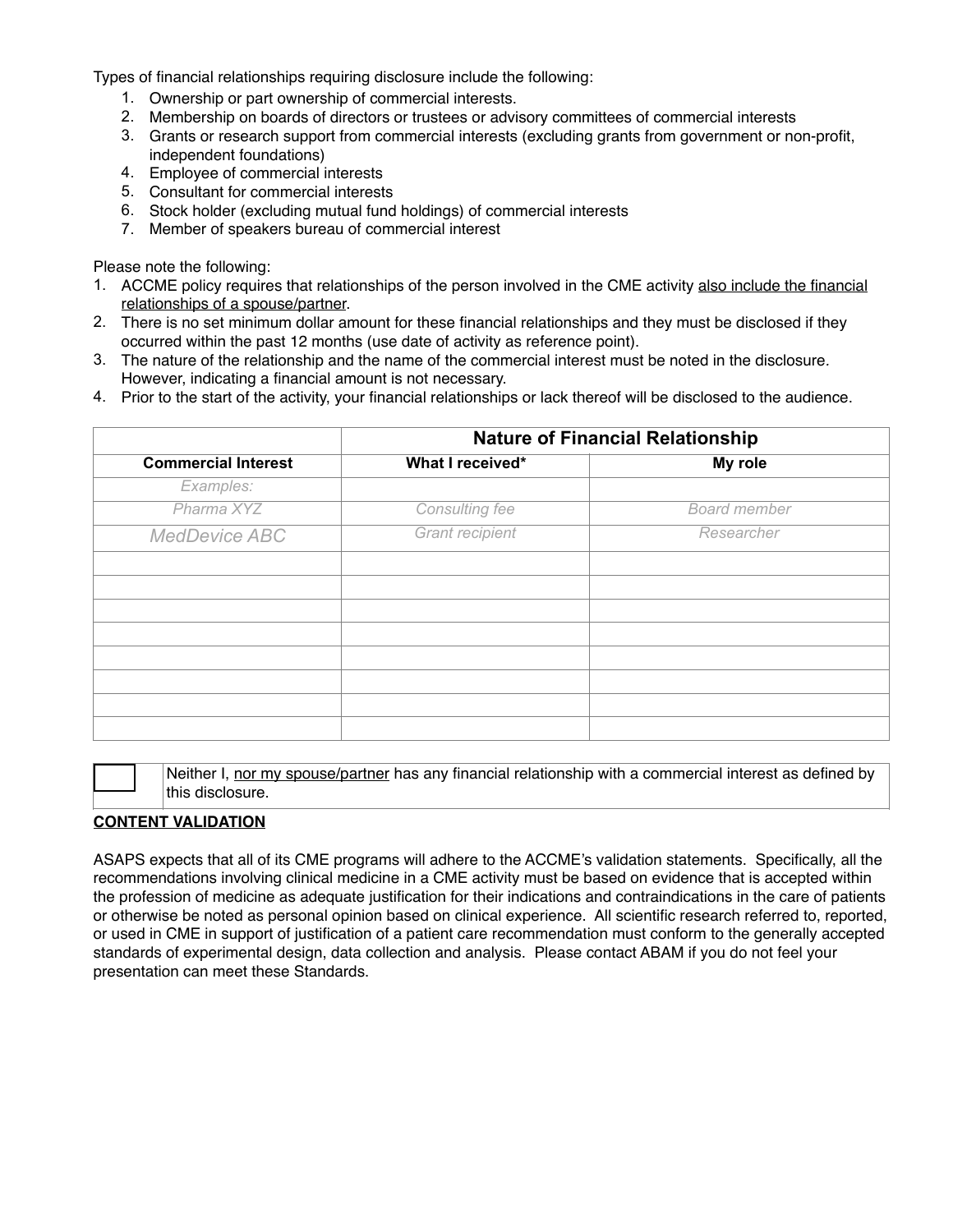Types of financial relationships requiring disclosure include the following:

1. Ownership or part ownership of commercial interests.
2. Membership on boards of directors or trustees or advisory committees of commercial interests
3. Grants or research support from commercial interests (excluding grants from government or non-profit, independent foundations)
4. Employee of commercial interests
5. Consultant for commercial interests
6. Stock holder (excluding mutual fund holdings) of commercial interests
7. Member of speakers bureau of commercial interest

Please note the following:

1. ACCME policy requires that relationships of the person involved in the CME activity <u>also include the financial relationships of a spouse/partner</u>.
2. There is no set minimum dollar amount for these financial relationships and they must be disclosed if they occurred within the past 12 months (use date of activity as reference point).
3. The nature of the relationship and the name of the commercial interest must be noted in the disclosure. However, indicating a financial amount is not necessary.
4. Prior to the start of the activity, your financial relationships or lack thereof will be disclosed to the audience.

| | **Nature of Financial Relationship** | |
|---|---|---|
| **Commercial Interest** | **What I received*** | **My role** |
| *Examples:* | | |
| *Pharma XYZ* | *Consulting fee* | *Board member* |
| *MedDevice ABC* | *Grant recipient* | *Researcher* |
| | | |
| | | |
| | | |
| | | |
| | | |
| | | |
| | | |
| | | |

| ☐ | Neither I, <u>nor my spouse/partner</u> has any financial relationship with a commercial interest as defined by this disclosure. |
|---|---|

**<u>CONTENT VALIDATION</u>**

ASAPS expects that all of its CME programs will adhere to the ACCME's validation statements. Specifically, all the recommendations involving clinical medicine in a CME activity must be based on evidence that is accepted within the profession of medicine as adequate justification for their indications and contraindications in the care of patients or otherwise be noted as personal opinion based on clinical experience. All scientific research referred to, reported, or used in CME in support of justification of a patient care recommendation must conform to the generally accepted standards of experimental design, data collection and analysis. Please contact ABAM if you do not feel your presentation can meet these Standards.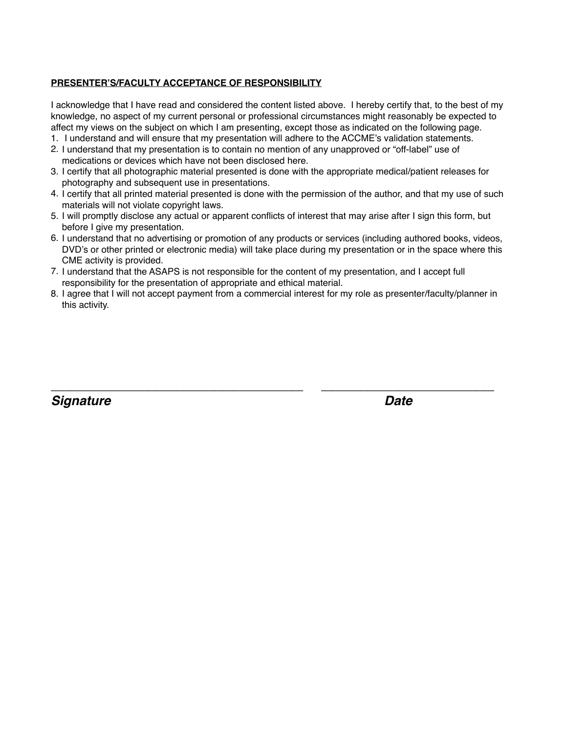**PRESENTER'S/FACULTY ACCEPTANCE OF RESPONSIBILITY**

I acknowledge that I have read and considered the content listed above. I hereby certify that, to the best of my knowledge, no aspect of my current personal or professional circumstances might reasonably be expected to affect my views on the subject on which I am presenting, except those as indicated on the following page.

1. I understand and will ensure that my presentation will adhere to the ACCME's validation statements.
2. I understand that my presentation is to contain no mention of any unapproved or "off-label" use of medications or devices which have not been disclosed here.
3. I certify that all photographic material presented is done with the appropriate medical/patient releases for photography and subsequent use in presentations.
4. I certify that all printed material presented is done with the permission of the author, and that my use of such materials will not violate copyright laws.
5. I will promptly disclose any actual or apparent conflicts of interest that may arise after I sign this form, but before I give my presentation.
6. I understand that no advertising or promotion of any products or services (including authored books, videos, DVD's or other printed or electronic media) will take place during my presentation or in the space where this CME activity is provided.
7. I understand that the ASAPS is not responsible for the content of my presentation, and I accept full responsibility for the presentation of appropriate and ethical material.
8. I agree that I will not accept payment from a commercial interest for my role as presenter/faculty/planner in this activity.

\_\_\_\_\_\_\_\_\_\_\_\_\_\_\_\_\_\_\_\_\_\_\_\_\_\_\_\_\_\_\_\_\_\_\_\_\_\_\_\_\_\_\_\_ \_\_\_\_\_\_\_\_\_\_\_\_\_\_\_\_\_\_\_\_\_\_\_\_\_\_\_\_\_\_\_\_

***Signature*** ***Date***